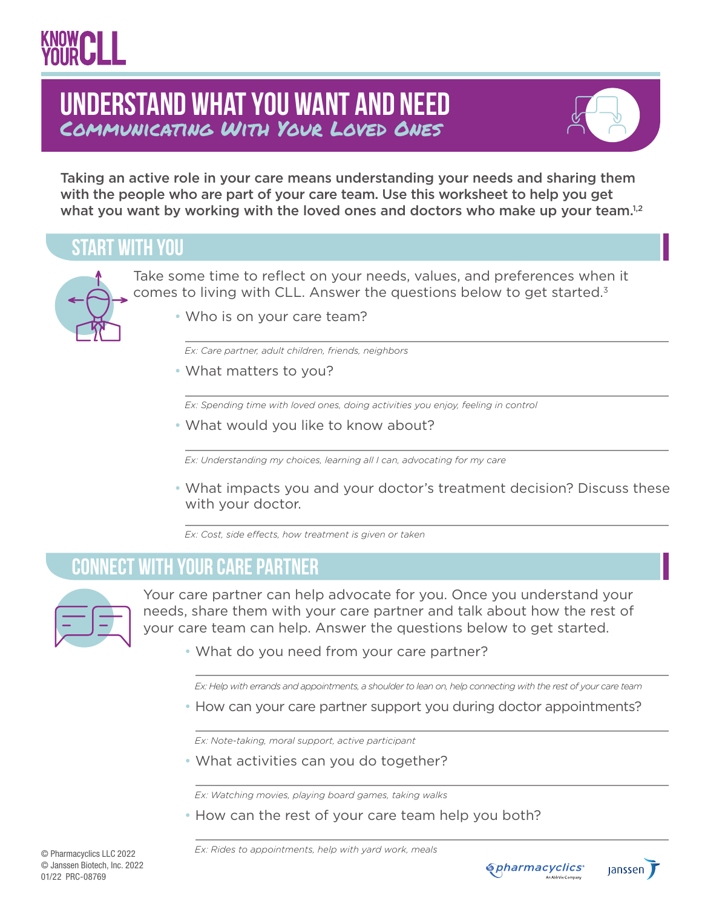KNOW YOUR CLL

# UNDERSTAND WHAT YOU WANT AND NEED

### *Communicating With Your Loved Ones*

**Taking an active role in your care means understanding your needs and sharing them with the people who are part of your care team. Use this worksheet to help you get what you want by working with the loved ones and doctors who make up your team.[1,2]**

## START WITH YOU

Take some time to reflect on your needs, values, and preferences when it comes to living with CLL. Answer the questions below to get started.[3]

- Who is on your care team?

  *Ex: Care partner, adult children, friends, neighbors*

- What matters to you?

  *Ex: Spending time with loved ones, doing activities you enjoy, feeling in control*

- What would you like to know about?

  *Ex: Understanding my choices, learning all I can, advocating for my care*

- What impacts you and your doctor's treatment decision? Discuss these with your doctor.

  *Ex: Cost, side effects, how treatment is given or taken*

## CONNECT WITH YOUR CARE PARTNER

Your care partner can help advocate for you. Once you understand your needs, share them with your care partner and talk about how the rest of your care team can help. Answer the questions below to get started.

- What do you need from your care partner?

  *Ex: Help with errands and appointments, a shoulder to lean on, help connecting with the rest of your care team*

- How can your care partner support you during doctor appointments?

  *Ex: Note-taking, moral support, active participant*

- What activities can you do together?

  *Ex: Watching movies, playing board games, taking walks*

- How can the rest of your care team help you both?

  *Ex: Rides to appointments, help with yard work, meals*

© Pharmacyclics LLC 2022
© Janssen Biotech, Inc. 2022
01/22 PRC-08769

pharmacyclics® An AbbVie Company

Janssen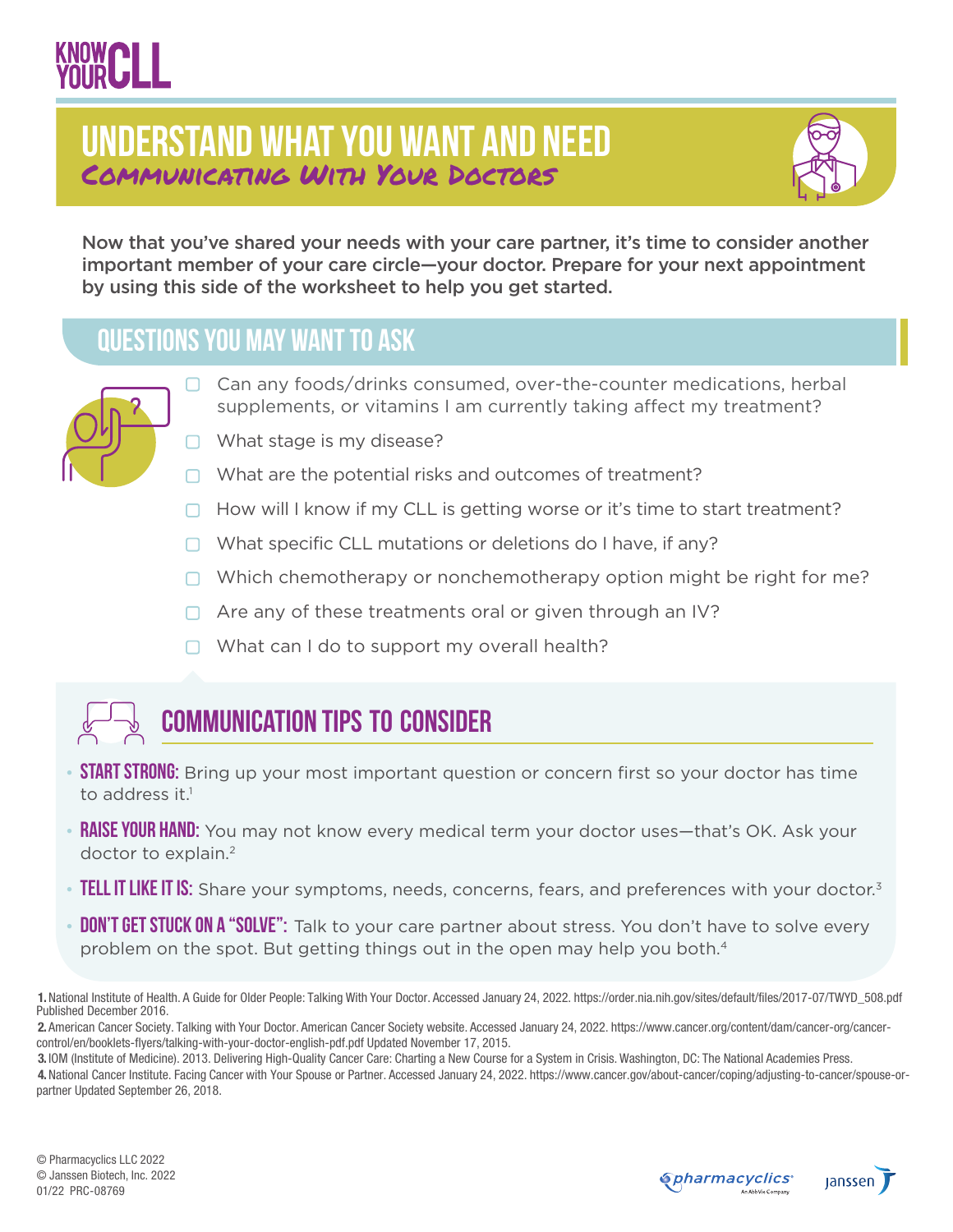KNOW YOUR CLL

# UNDERSTAND WHAT YOU WANT AND NEED

## Communicating With Your Doctors

**Now that you've shared your needs with your care partner, it's time to consider another important member of your care circle—your doctor. Prepare for your next appointment by using this side of the worksheet to help you get started.**

## QUESTIONS YOU MAY WANT TO ASK

- ☐ Can any foods/drinks consumed, over-the-counter medications, herbal supplements, or vitamins I am currently taking affect my treatment?
- ☐ What stage is my disease?
- ☐ What are the potential risks and outcomes of treatment?
- ☐ How will I know if my CLL is getting worse or it's time to start treatment?
- ☐ What specific CLL mutations or deletions do I have, if any?
- ☐ Which chemotherapy or nonchemotherapy option might be right for me?
- ☐ Are any of these treatments oral or given through an IV?
- ☐ What can I do to support my overall health?

## COMMUNICATION TIPS TO CONSIDER

- **START STRONG:** Bring up your most important question or concern first so your doctor has time to address it.[1]
- **RAISE YOUR HAND:** You may not know every medical term your doctor uses—that's OK. Ask your doctor to explain.[2]
- **TELL IT LIKE IT IS:** Share your symptoms, needs, concerns, fears, and preferences with your doctor.[3]
- **DON'T GET STUCK ON A "SOLVE":** Talk to your care partner about stress. You don't have to solve every problem on the spot. But getting things out in the open may help you both.[4]

**1.** National Institute of Health. A Guide for Older People: Talking With Your Doctor. Accessed January 24, 2022. https://order.nia.nih.gov/sites/default/files/2017-07/TWYD_508.pdf Published December 2016.

**2.** American Cancer Society. Talking with Your Doctor. American Cancer Society website. Accessed January 24, 2022. https://www.cancer.org/content/dam/cancer-org/cancer-control/en/booklets-flyers/talking-with-your-doctor-english-pdf.pdf Updated November 17, 2015.

**3.** IOM (Institute of Medicine). 2013. Delivering High-Quality Cancer Care: Charting a New Course for a System in Crisis. Washington, DC: The National Academies Press.

**4.** National Cancer Institute. Facing Cancer with Your Spouse or Partner. Accessed January 24, 2022. https://www.cancer.gov/about-cancer/coping/adjusting-to-cancer/spouse-or-partner Updated September 26, 2018.

© Pharmacyclics LLC 2022
© Janssen Biotech, Inc. 2022
01/22 PRC-08769

pharmacyclics® An AbbVie Company
Janssen